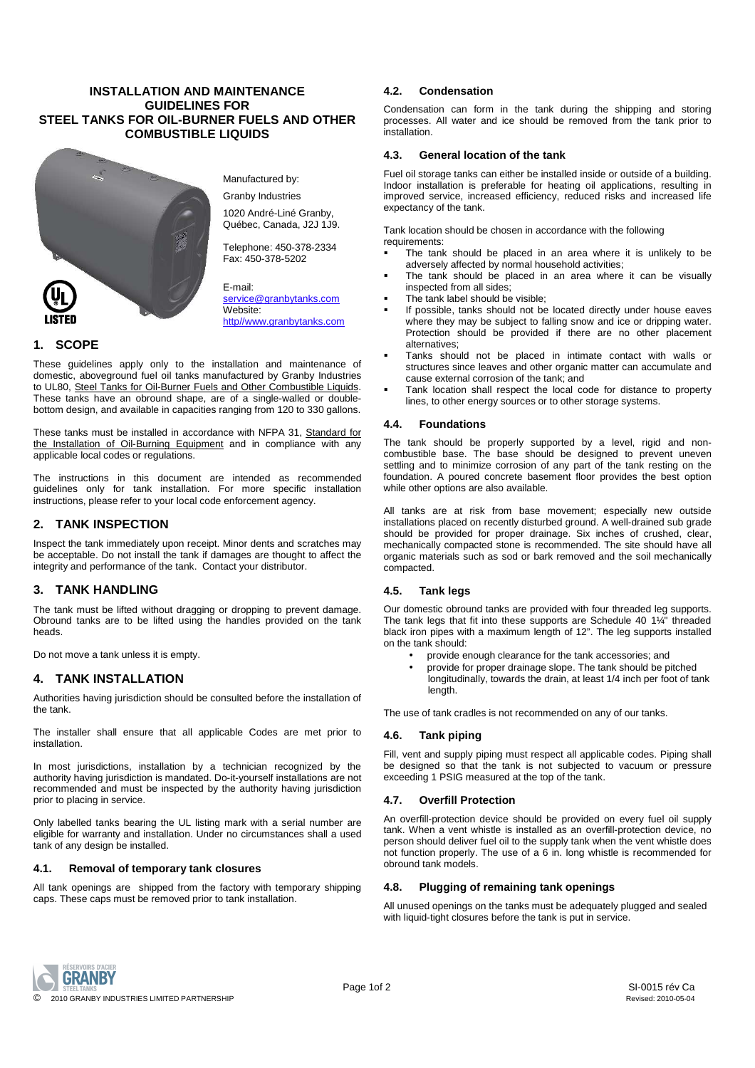# INSTALLATION AND MAINTENANCE GUIDELINES FOR STEEL TANKS FOR OIL-BURNER FUELS AND OTHER COMBUSTIBLE LIQUIDS

Manufactured by:

Granby Industries

1020 André-Liné Granby, Québec, Canada, J2J 1J9.

Telephone: 450-378-2334
Fax: 450-378-5202

E-mail:
service@granbytanks.com
Website:
http//www.granbytanks.com

## 1. SCOPE

These guidelines apply only to the installation and maintenance of domestic, aboveground fuel oil tanks manufactured by Granby Industries to UL80, Steel Tanks for Oil-Burner Fuels and Other Combustible Liquids. These tanks have an obround shape, are of a single-walled or double-bottom design, and available in capacities ranging from 120 to 330 gallons.

These tanks must be installed in accordance with NFPA 31, Standard for the Installation of Oil-Burning Equipment and in compliance with any applicable local codes or regulations.

The instructions in this document are intended as recommended guidelines only for tank installation. For more specific installation instructions, please refer to your local code enforcement agency.

## 2. TANK INSPECTION

Inspect the tank immediately upon receipt. Minor dents and scratches may be acceptable. Do not install the tank if damages are thought to affect the integrity and performance of the tank. Contact your distributor.

## 3. TANK HANDLING

The tank must be lifted without dragging or dropping to prevent damage. Obround tanks are to be lifted using the handles provided on the tank heads.

Do not move a tank unless it is empty.

## 4. TANK INSTALLATION

Authorities having jurisdiction should be consulted before the installation of the tank.

The installer shall ensure that all applicable Codes are met prior to installation.

In most jurisdictions, installation by a technician recognized by the authority having jurisdiction is mandated. Do-it-yourself installations are not recommended and must be inspected by the authority having jurisdiction prior to placing in service.

Only labelled tanks bearing the UL listing mark with a serial number are eligible for warranty and installation. Under no circumstances shall a used tank of any design be installed.

### 4.1. Removal of temporary tank closures

All tank openings are shipped from the factory with temporary shipping caps. These caps must be removed prior to tank installation.

### 4.2. Condensation

Condensation can form in the tank during the shipping and storing processes. All water and ice should be removed from the tank prior to installation.

### 4.3. General location of the tank

Fuel oil storage tanks can either be installed inside or outside of a building. Indoor installation is preferable for heating oil applications, resulting in improved service, increased efficiency, reduced risks and increased life expectancy of the tank.

Tank location should be chosen in accordance with the following requirements:

- The tank should be placed in an area where it is unlikely to be adversely affected by normal household activities;
- The tank should be placed in an area where it can be visually inspected from all sides;
- The tank label should be visible;
- If possible, tanks should not be located directly under house eaves where they may be subject to falling snow and ice or dripping water. Protection should be provided if there are no other placement alternatives;
- Tanks should not be placed in intimate contact with walls or structures since leaves and other organic matter can accumulate and cause external corrosion of the tank; and
- Tank location shall respect the local code for distance to property lines, to other energy sources or to other storage systems.

### 4.4. Foundations

The tank should be properly supported by a level, rigid and non-combustible base. The base should be designed to prevent uneven settling and to minimize corrosion of any part of the tank resting on the foundation. A poured concrete basement floor provides the best option while other options are also available.

All tanks are at risk from base movement; especially new outside installations placed on recently disturbed ground. A well-drained sub grade should be provided for proper drainage. Six inches of crushed, clear, mechanically compacted stone is recommended. The site should have all organic materials such as sod or bark removed and the soil mechanically compacted.

### 4.5. Tank legs

Our domestic obround tanks are provided with four threaded leg supports. The tank legs that fit into these supports are Schedule 40 1¼" threaded black iron pipes with a maximum length of 12". The leg supports installed on the tank should:

- provide enough clearance for the tank accessories; and
- provide for proper drainage slope. The tank should be pitched longitudinally, towards the drain, at least 1/4 inch per foot of tank length.

The use of tank cradles is not recommended on any of our tanks.

### 4.6. Tank piping

Fill, vent and supply piping must respect all applicable codes. Piping shall be designed so that the tank is not subjected to vacuum or pressure exceeding 1 PSIG measured at the top of the tank.

### 4.7. Overfill Protection

An overfill-protection device should be provided on every fuel oil supply tank. When a vent whistle is installed as an overfill-protection device, no person should deliver fuel oil to the supply tank when the vent whistle does not function properly. The use of a 6 in. long whistle is recommended for obround tank models.

### 4.8. Plugging of remaining tank openings

All unused openings on the tanks must be adequately plugged and sealed with liquid-tight closures before the tank is put in service.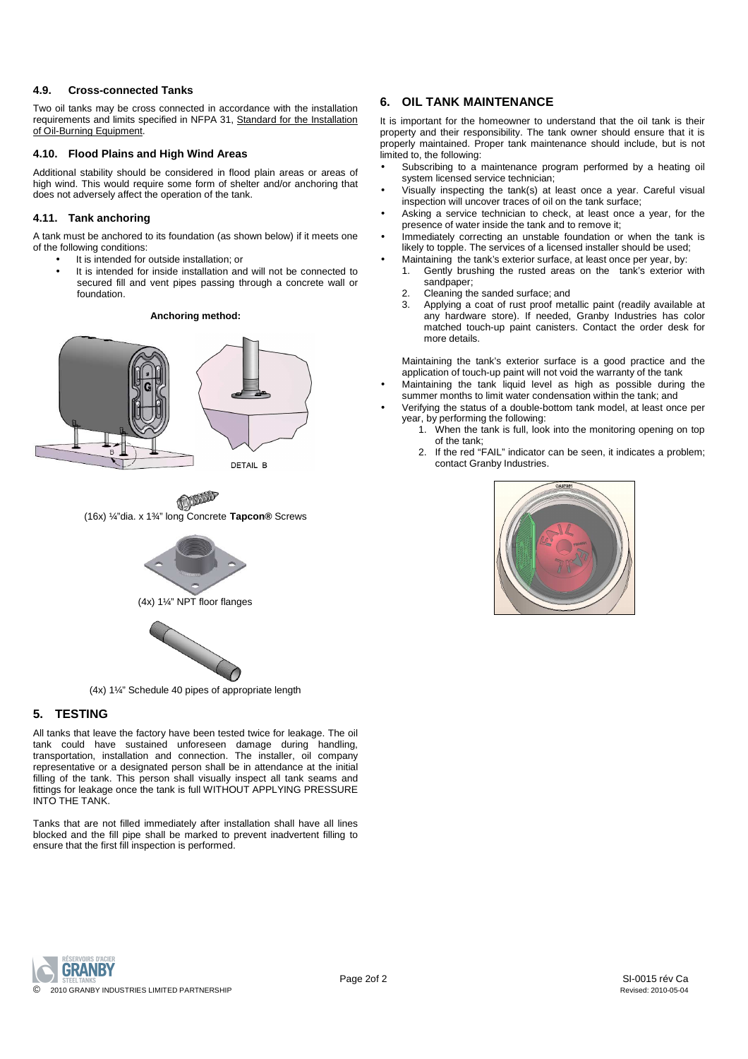### 4.9. Cross-connected Tanks

Two oil tanks may be cross connected in accordance with the installation requirements and limits specified in NFPA 31, Standard for the Installation of Oil-Burning Equipment.

### 4.10. Flood Plains and High Wind Areas

Additional stability should be considered in flood plain areas or areas of high wind. This would require some form of shelter and/or anchoring that does not adversely affect the operation of the tank.

### 4.11. Tank anchoring

A tank must be anchored to its foundation (as shown below) if it meets one of the following conditions:

- It is intended for outside installation; or
- It is intended for inside installation and will not be connected to secured fill and vent pipes passing through a concrete wall or foundation.

**Anchoring method:**

B

DETAIL B

(16x) ¼"dia. x 1¾" long Concrete **Tapcon®** Screws

(4x) 1¼" NPT floor flanges

(4x) 1¼" Schedule 40 pipes of appropriate length

## 5. TESTING

All tanks that leave the factory have been tested twice for leakage. The oil tank could have sustained unforeseen damage during handling, transportation, installation and connection. The installer, oil company representative or a designated person shall be in attendance at the initial filling of the tank. This person shall visually inspect all tank seams and fittings for leakage once the tank is full WITHOUT APPLYING PRESSURE INTO THE TANK.

Tanks that are not filled immediately after installation shall have all lines blocked and the fill pipe shall be marked to prevent inadvertent filling to ensure that the first fill inspection is performed.

## 6. OIL TANK MAINTENANCE

It is important for the homeowner to understand that the oil tank is their property and their responsibility. The tank owner should ensure that it is properly maintained. Proper tank maintenance should include, but is not limited to, the following:

- Subscribing to a maintenance program performed by a heating oil system licensed service technician;
- Visually inspecting the tank(s) at least once a year. Careful visual inspection will uncover traces of oil on the tank surface;
- Asking a service technician to check, at least once a year, for the presence of water inside the tank and to remove it;
- Immediately correcting an unstable foundation or when the tank is likely to topple. The services of a licensed installer should be used;
- Maintaining the tank's exterior surface, at least once per year, by:
  1. Gently brushing the rusted areas on the tank's exterior with sandpaper;
  2. Cleaning the sanded surface; and
  3. Applying a coat of rust proof metallic paint (readily available at any hardware store). If needed, Granby Industries has color matched touch-up paint canisters. Contact the order desk for more details.

  Maintaining the tank's exterior surface is a good practice and the application of touch-up paint will not void the warranty of the tank
- Maintaining the tank liquid level as high as possible during the summer months to limit water condensation within the tank; and
- Verifying the status of a double-bottom tank model, at least once per year, by performing the following:
  1. When the tank is full, look into the monitoring opening on top of the tank;
  2. If the red "FAIL" indicator can be seen, it indicates a problem; contact Granby Industries.

© 2010 GRANBY INDUSTRIES LIMITED PARTNERSHIP

SI-0015 rév Ca
Revised: 2010-05-04